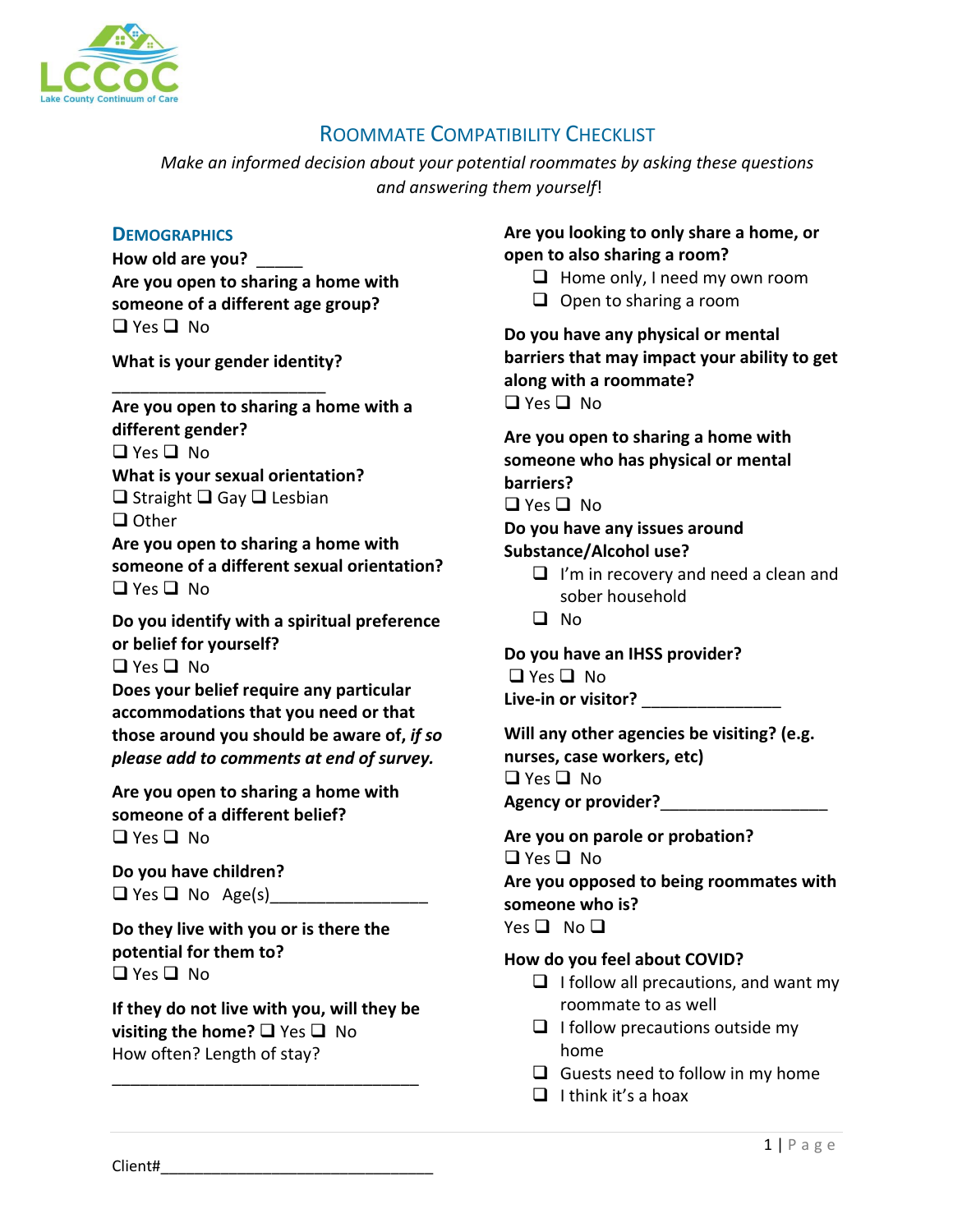LCCoC
Lake County Continuum of Care

# Roommate Compatibility Checklist

*Make an informed decision about your potential roommates by asking these questions and answering them yourself*!

## Demographics

**How old are you?** _____

**Are you open to sharing a home with someone of a different age group?**
❑ Yes ❑ No

**What is your gender identity?**

_________________________

**Are you open to sharing a home with a different gender?**
❑ Yes ❑ No

**What is your sexual orientation?**
❑ Straight ❑ Gay ❑ Lesbian
❑ Other

**Are you open to sharing a home with someone of a different sexual orientation?**
❑ Yes ❑ No

**Do you identify with a spiritual preference or belief for yourself?**
❑ Yes ❑ No

**Does your belief require any particular accommodations that you need or that those around you should be aware of,** ***if so please add to comments at end of survey.***

**Are you open to sharing a home with someone of a different belief?**
❑ Yes ❑ No

**Do you have children?**
❑ Yes ❑ No Age(s)_________________

**Do they live with you or is there the potential for them to?**
❑ Yes ❑ No

**If they do not live with you, will they be visiting the home?** ❑ Yes ❑ No
How often? Length of stay?

___________________________________

**Are you looking to only share a home, or open to also sharing a room?**
- ❑ Home only, I need my own room
- ❑ Open to sharing a room

**Do you have any physical or mental barriers that may impact your ability to get along with a roommate?**
❑ Yes ❑ No

**Are you open to sharing a home with someone who has physical or mental barriers?**
❑ Yes ❑ No

**Do you have any issues around Substance/Alcohol use?**
- ❑ I'm in recovery and need a clean and sober household
- ❑ No

**Do you have an IHSS provider?**
❑ Yes ❑ No

**Live-in or visitor?** ________________

**Will any other agencies be visiting? (e.g. nurses, case workers, etc)**
❑ Yes ❑ No

**Agency or provider?**__________________

**Are you on parole or probation?**
❑ Yes ❑ No

**Are you opposed to being roommates with someone who is?**
Yes ❑ No ❑

**How do you feel about COVID?**
- ❑ I follow all precautions, and want my roommate to as well
- ❑ I follow precautions outside my home
- ❑ Guests need to follow in my home
- ❑ I think it's a hoax

Client#________________________________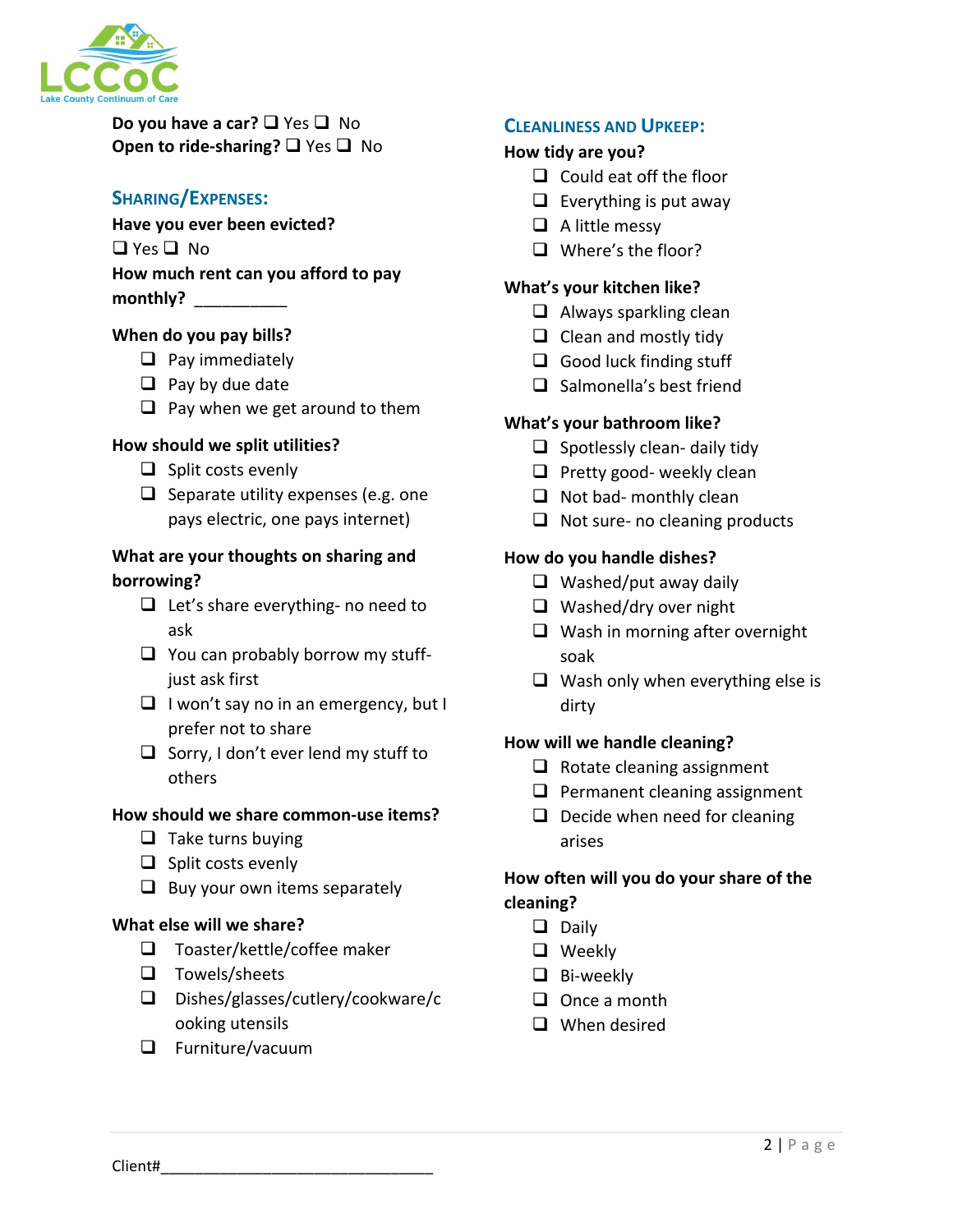**Do you have a car?** ❑ Yes ❑ No
**Open to ride-sharing?** ❑ Yes ❑ No

## SHARING/EXPENSES:

**Have you ever been evicted?**
❑ Yes ❑ No

**How much rent can you afford to pay monthly?** __________

**When do you pay bills?**

- ❑ Pay immediately
- ❑ Pay by due date
- ❑ Pay when we get around to them

**How should we split utilities?**

- ❑ Split costs evenly
- ❑ Separate utility expenses (e.g. one pays electric, one pays internet)

**What are your thoughts on sharing and borrowing?**

- ❑ Let's share everything- no need to ask
- ❑ You can probably borrow my stuff- just ask first
- ❑ I won't say no in an emergency, but I prefer not to share
- ❑ Sorry, I don't ever lend my stuff to others

**How should we share common-use items?**

- ❑ Take turns buying
- ❑ Split costs evenly
- ❑ Buy your own items separately

**What else will we share?**

- ❑ Toaster/kettle/coffee maker
- ❑ Towels/sheets
- ❑ Dishes/glasses/cutlery/cookware/cooking utensils
- ❑ Furniture/vacuum

## CLEANLINESS AND UPKEEP:

**How tidy are you?**

- ❑ Could eat off the floor
- ❑ Everything is put away
- ❑ A little messy
- ❑ Where's the floor?

**What's your kitchen like?**

- ❑ Always sparkling clean
- ❑ Clean and mostly tidy
- ❑ Good luck finding stuff
- ❑ Salmonella's best friend

**What's your bathroom like?**

- ❑ Spotlessly clean- daily tidy
- ❑ Pretty good- weekly clean
- ❑ Not bad- monthly clean
- ❑ Not sure- no cleaning products

**How do you handle dishes?**

- ❑ Washed/put away daily
- ❑ Washed/dry over night
- ❑ Wash in morning after overnight soak
- ❑ Wash only when everything else is dirty

**How will we handle cleaning?**

- ❑ Rotate cleaning assignment
- ❑ Permanent cleaning assignment
- ❑ Decide when need for cleaning arises

**How often will you do your share of the cleaning?**

- ❑ Daily
- ❑ Weekly
- ❑ Bi-weekly
- ❑ Once a month
- ❑ When desired

Client#________________________________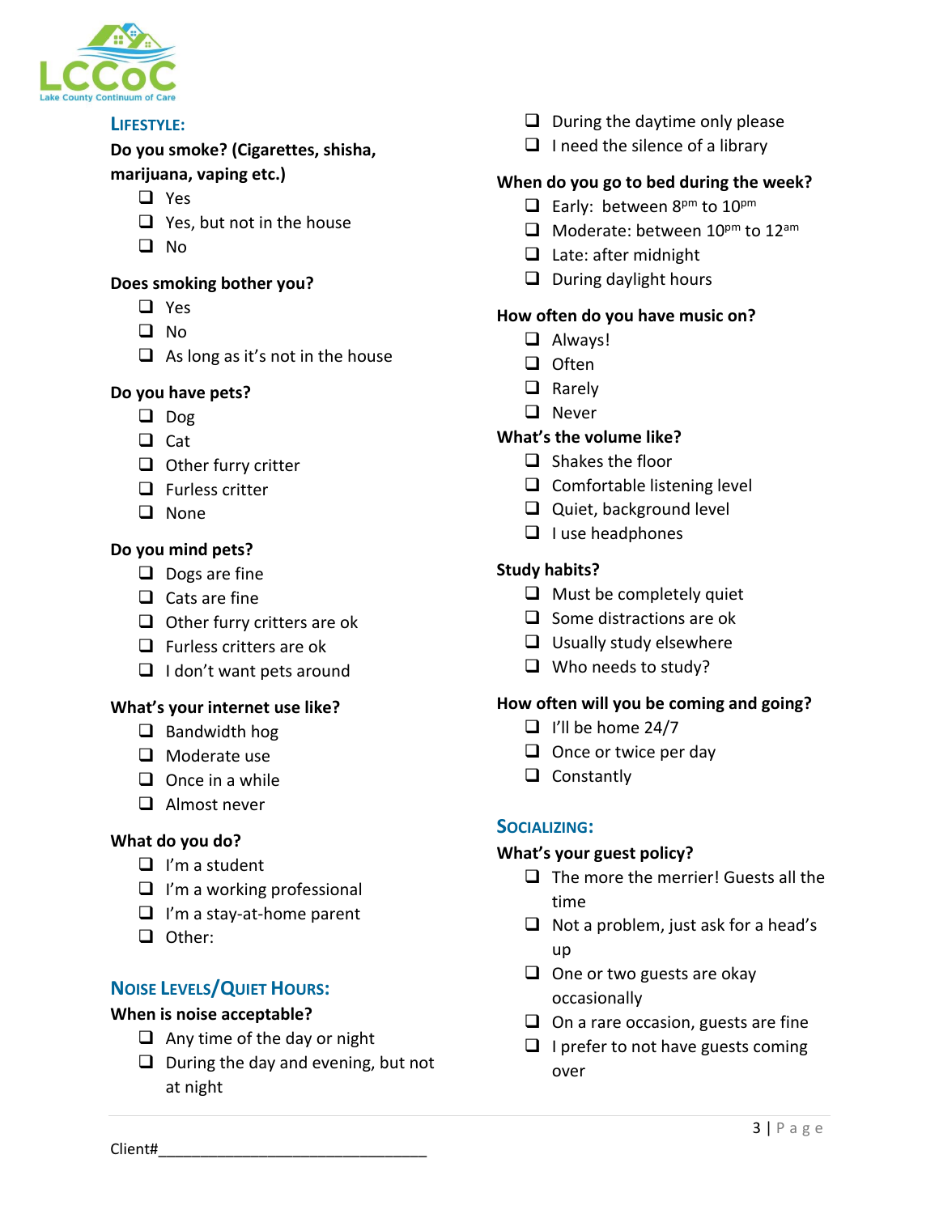## LIFESTYLE:

**Do you smoke? (Cigarettes, shisha, marijuana, vaping etc.)**

- ❑ Yes
- ❑ Yes, but not in the house
- ❑ No

**Does smoking bother you?**

- ❑ Yes
- ❑ No
- ❑ As long as it's not in the house

**Do you have pets?**

- ❑ Dog
- ❑ Cat
- ❑ Other furry critter
- ❑ Furless critter
- ❑ None

**Do you mind pets?**

- ❑ Dogs are fine
- ❑ Cats are fine
- ❑ Other furry critters are ok
- ❑ Furless critters are ok
- ❑ I don't want pets around

**What's your internet use like?**

- ❑ Bandwidth hog
- ❑ Moderate use
- ❑ Once in a while
- ❑ Almost never

**What do you do?**

- ❑ I'm a student
- ❑ I'm a working professional
- ❑ I'm a stay-at-home parent
- ❑ Other:

## NOISE LEVELS/QUIET HOURS:

**When is noise acceptable?**

- ❑ Any time of the day or night
- ❑ During the day and evening, but not at night
- ❑ During the daytime only please
- ❑ I need the silence of a library

**When do you go to bed during the week?**

- ❑ Early: between 8pm to 10pm
- ❑ Moderate: between 10pm to 12am
- ❑ Late: after midnight
- ❑ During daylight hours

**How often do you have music on?**

- ❑ Always!
- ❑ Often
- ❑ Rarely
- ❑ Never

**What's the volume like?**

- ❑ Shakes the floor
- ❑ Comfortable listening level
- ❑ Quiet, background level
- ❑ I use headphones

**Study habits?**

- ❑ Must be completely quiet
- ❑ Some distractions are ok
- ❑ Usually study elsewhere
- ❑ Who needs to study?

**How often will you be coming and going?**

- ❑ I'll be home 24/7
- ❑ Once or twice per day
- ❑ Constantly

## SOCIALIZING:

**What's your guest policy?**

- ❑ The more the merrier! Guests all the time
- ❑ Not a problem, just ask for a head's up
- ❑ One or two guests are okay occasionally
- ❑ On a rare occasion, guests are fine
- ❑ I prefer to not have guests coming over

Client#_________________________________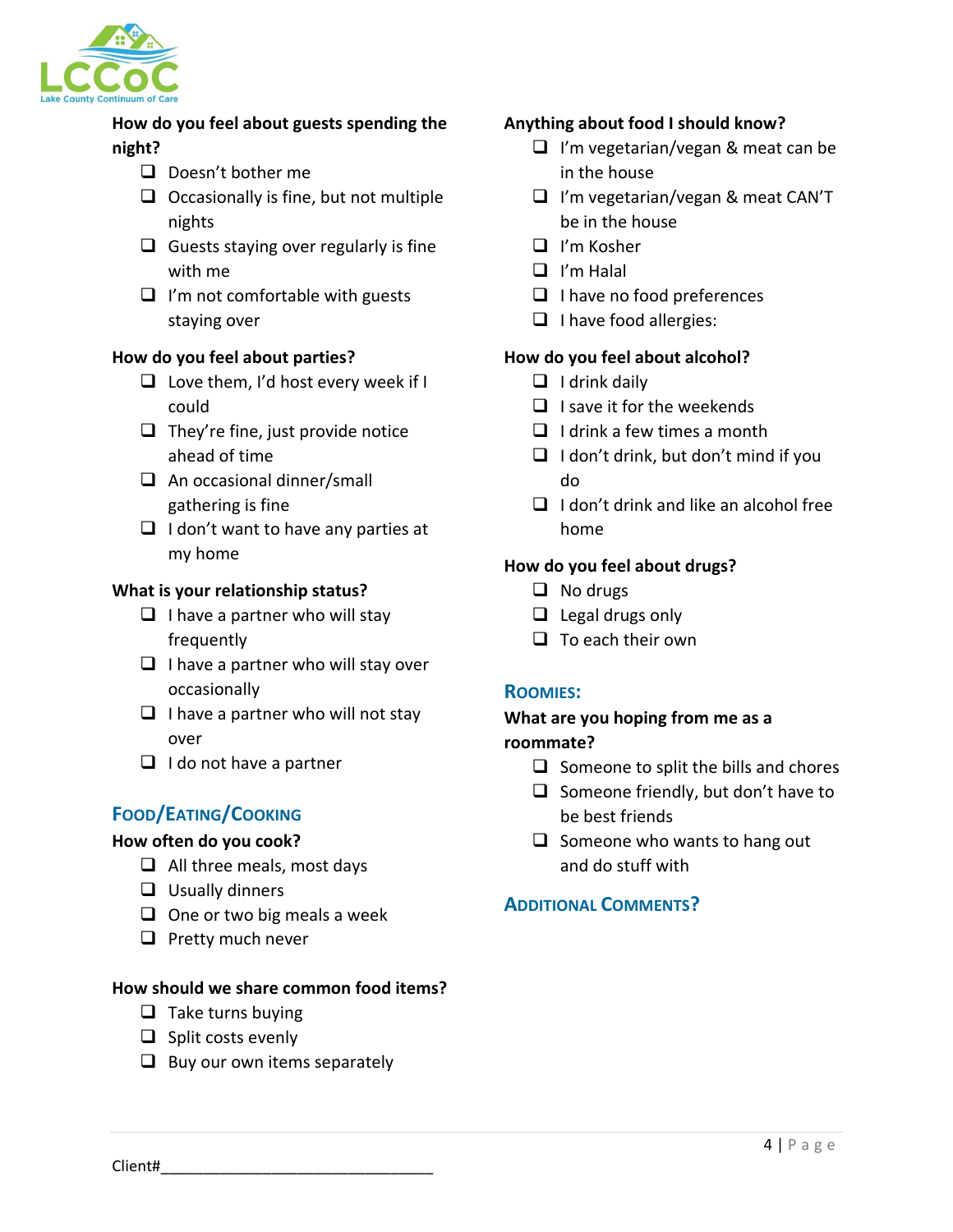**How do you feel about guests spending the night?**

- ☐ Doesn't bother me
- ☐ Occasionally is fine, but not multiple nights
- ☐ Guests staying over regularly is fine with me
- ☐ I'm not comfortable with guests staying over

**How do you feel about parties?**

- ☐ Love them, I'd host every week if I could
- ☐ They're fine, just provide notice ahead of time
- ☐ An occasional dinner/small gathering is fine
- ☐ I don't want to have any parties at my home

**What is your relationship status?**

- ☐ I have a partner who will stay frequently
- ☐ I have a partner who will stay over occasionally
- ☐ I have a partner who will not stay over
- ☐ I do not have a partner

## Food/Eating/Cooking

**How often do you cook?**

- ☐ All three meals, most days
- ☐ Usually dinners
- ☐ One or two big meals a week
- ☐ Pretty much never

**How should we share common food items?**

- ☐ Take turns buying
- ☐ Split costs evenly
- ☐ Buy our own items separately

**Anything about food I should know?**

- ☐ I'm vegetarian/vegan & meat can be in the house
- ☐ I'm vegetarian/vegan & meat CAN'T be in the house
- ☐ I'm Kosher
- ☐ I'm Halal
- ☐ I have no food preferences
- ☐ I have food allergies:

**How do you feel about alcohol?**

- ☐ I drink daily
- ☐ I save it for the weekends
- ☐ I drink a few times a month
- ☐ I don't drink, but don't mind if you do
- ☐ I don't drink and like an alcohol free home

**How do you feel about drugs?**

- ☐ No drugs
- ☐ Legal drugs only
- ☐ To each their own

## Roomies:

**What are you hoping from me as a roommate?**

- ☐ Someone to split the bills and chores
- ☐ Someone friendly, but don't have to be best friends
- ☐ Someone who wants to hang out and do stuff with

## Additional Comments?

Client#_______________________________